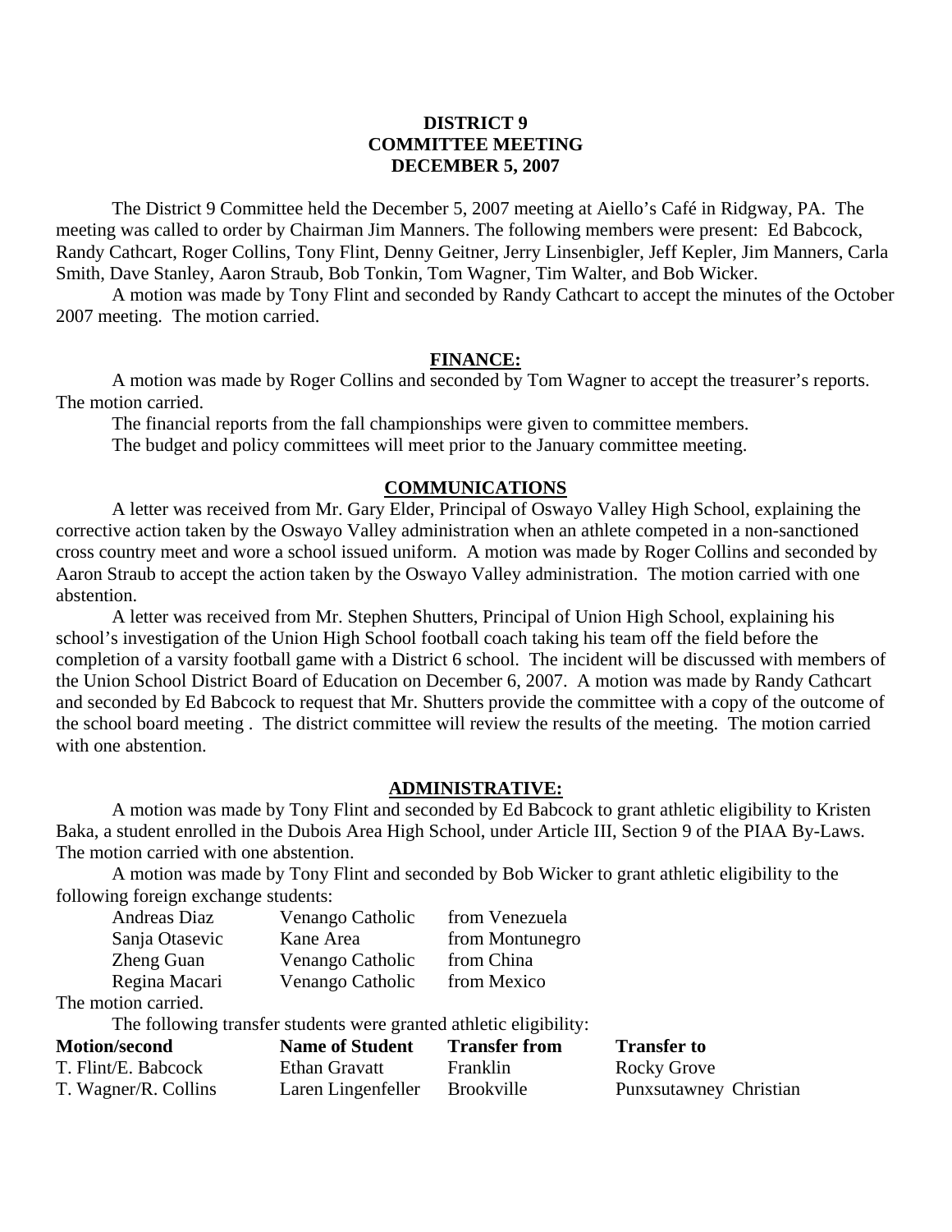**DISTRICT 9**
**COMMITTEE MEETING**
**DECEMBER 5, 2007**

The District 9 Committee held the December 5, 2007 meeting at Aiello's Café in Ridgway, PA. The meeting was called to order by Chairman Jim Manners. The following members were present: Ed Babcock, Randy Cathcart, Roger Collins, Tony Flint, Denny Geitner, Jerry Linsenbigler, Jeff Kepler, Jim Manners, Carla Smith, Dave Stanley, Aaron Straub, Bob Tonkin, Tom Wagner, Tim Walter, and Bob Wicker.

A motion was made by Tony Flint and seconded by Randy Cathcart to accept the minutes of the October 2007 meeting. The motion carried.

## FINANCE:

A motion was made by Roger Collins and seconded by Tom Wagner to accept the treasurer's reports. The motion carried.

The financial reports from the fall championships were given to committee members.

The budget and policy committees will meet prior to the January committee meeting.

## COMMUNICATIONS

A letter was received from Mr. Gary Elder, Principal of Oswayo Valley High School, explaining the corrective action taken by the Oswayo Valley administration when an athlete competed in a non-sanctioned cross country meet and wore a school issued uniform. A motion was made by Roger Collins and seconded by Aaron Straub to accept the action taken by the Oswayo Valley administration. The motion carried with one abstention.

A letter was received from Mr. Stephen Shutters, Principal of Union High School, explaining his school's investigation of the Union High School football coach taking his team off the field before the completion of a varsity football game with a District 6 school. The incident will be discussed with members of the Union School District Board of Education on December 6, 2007. A motion was made by Randy Cathcart and seconded by Ed Babcock to request that Mr. Shutters provide the committee with a copy of the outcome of the school board meeting . The district committee will review the results of the meeting. The motion carried with one abstention.

## ADMINISTRATIVE:

A motion was made by Tony Flint and seconded by Ed Babcock to grant athletic eligibility to Kristen Baka, a student enrolled in the Dubois Area High School, under Article III, Section 9 of the PIAA By-Laws. The motion carried with one abstention.

A motion was made by Tony Flint and seconded by Bob Wicker to grant athletic eligibility to the following foreign exchange students:

| | | |
|---|---|---|
| Andreas Diaz | Venango Catholic | from Venezuela |
| Sanja Otasevic | Kane Area | from Montunegro |
| Zheng Guan | Venango Catholic | from China |
| Regina Macari | Venango Catholic | from Mexico |

The motion carried.

The following transfer students were granted athletic eligibility:

| Motion/second | Name of Student | Transfer from | Transfer to |
|---|---|---|---|
| T. Flint/E. Babcock | Ethan Gravatt | Franklin | Rocky Grove |
| T. Wagner/R. Collins | Laren Lingenfeller | Brookville | Punxsutawney Christian |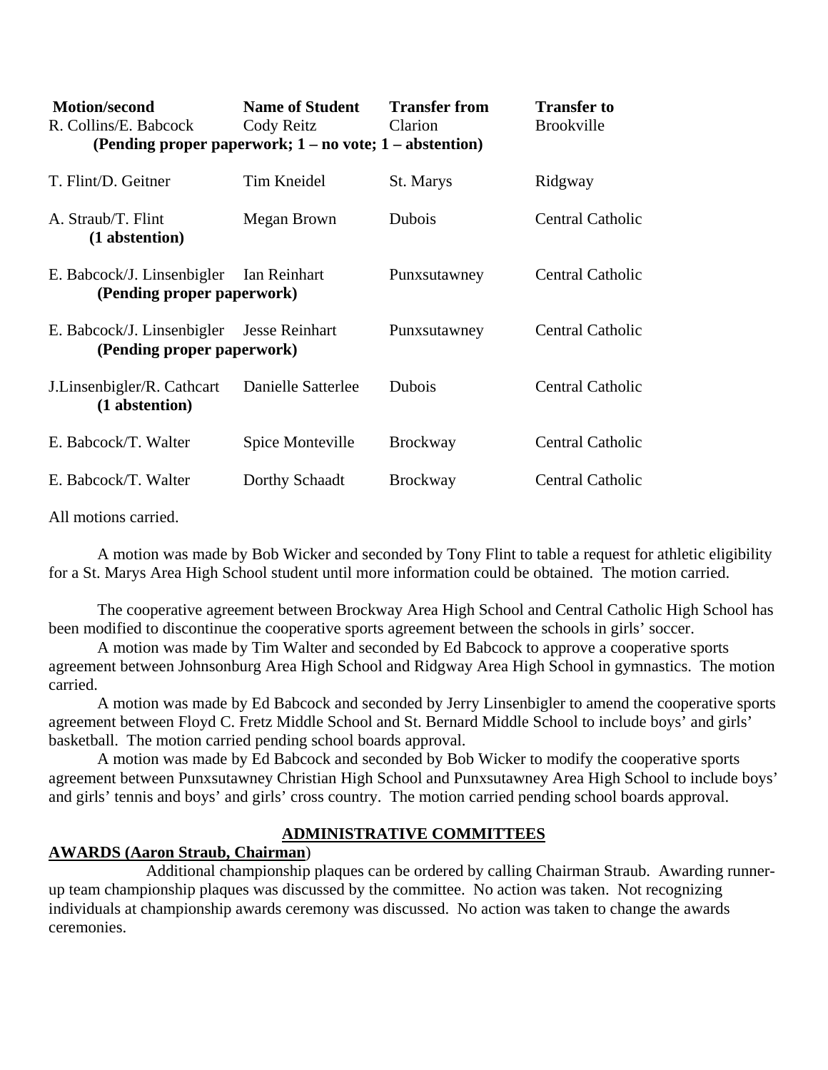| Motion/second | Name of Student | Transfer from | Transfer to |
| --- | --- | --- | --- |
| R. Collins/E. Babcock<br>**(Pending proper paperwork; 1 – no vote; 1 – abstention)** | Cody Reitz | Clarion | Brookville |
| T. Flint/D. Geitner | Tim Kneidel | St. Marys | Ridgway |
| A. Straub/T. Flint<br>**(1 abstention)** | Megan Brown | Dubois | Central Catholic |
| E. Babcock/J. Linsenbigler<br>**(Pending proper paperwork)** | Ian Reinhart | Punxsutawney | Central Catholic |
| E. Babcock/J. Linsenbigler<br>**(Pending proper paperwork)** | Jesse Reinhart | Punxsutawney | Central Catholic |
| J.Linsenbigler/R. Cathcart<br>**(1 abstention)** | Danielle Satterlee | Dubois | Central Catholic |
| E. Babcock/T. Walter | Spice Monteville | Brockway | Central Catholic |
| E. Babcock/T. Walter | Dorthy Schaadt | Brockway | Central Catholic |

All motions carried.

A motion was made by Bob Wicker and seconded by Tony Flint to table a request for athletic eligibility for a St. Marys Area High School student until more information could be obtained. The motion carried.

The cooperative agreement between Brockway Area High School and Central Catholic High School has been modified to discontinue the cooperative sports agreement between the schools in girls' soccer.

A motion was made by Tim Walter and seconded by Ed Babcock to approve a cooperative sports agreement between Johnsonburg Area High School and Ridgway Area High School in gymnastics. The motion carried.

A motion was made by Ed Babcock and seconded by Jerry Linsenbigler to amend the cooperative sports agreement between Floyd C. Fretz Middle School and St. Bernard Middle School to include boys' and girls' basketball. The motion carried pending school boards approval.

A motion was made by Ed Babcock and seconded by Bob Wicker to modify the cooperative sports agreement between Punxsutawney Christian High School and Punxsutawney Area High School to include boys' and girls' tennis and boys' and girls' cross country. The motion carried pending school boards approval.

## ADMINISTRATIVE COMMITTEES

**AWARDS (Aaron Straub, Chairman)**

Additional championship plaques can be ordered by calling Chairman Straub. Awarding runner-up team championship plaques was discussed by the committee. No action was taken. Not recognizing individuals at championship awards ceremony was discussed. No action was taken to change the awards ceremonies.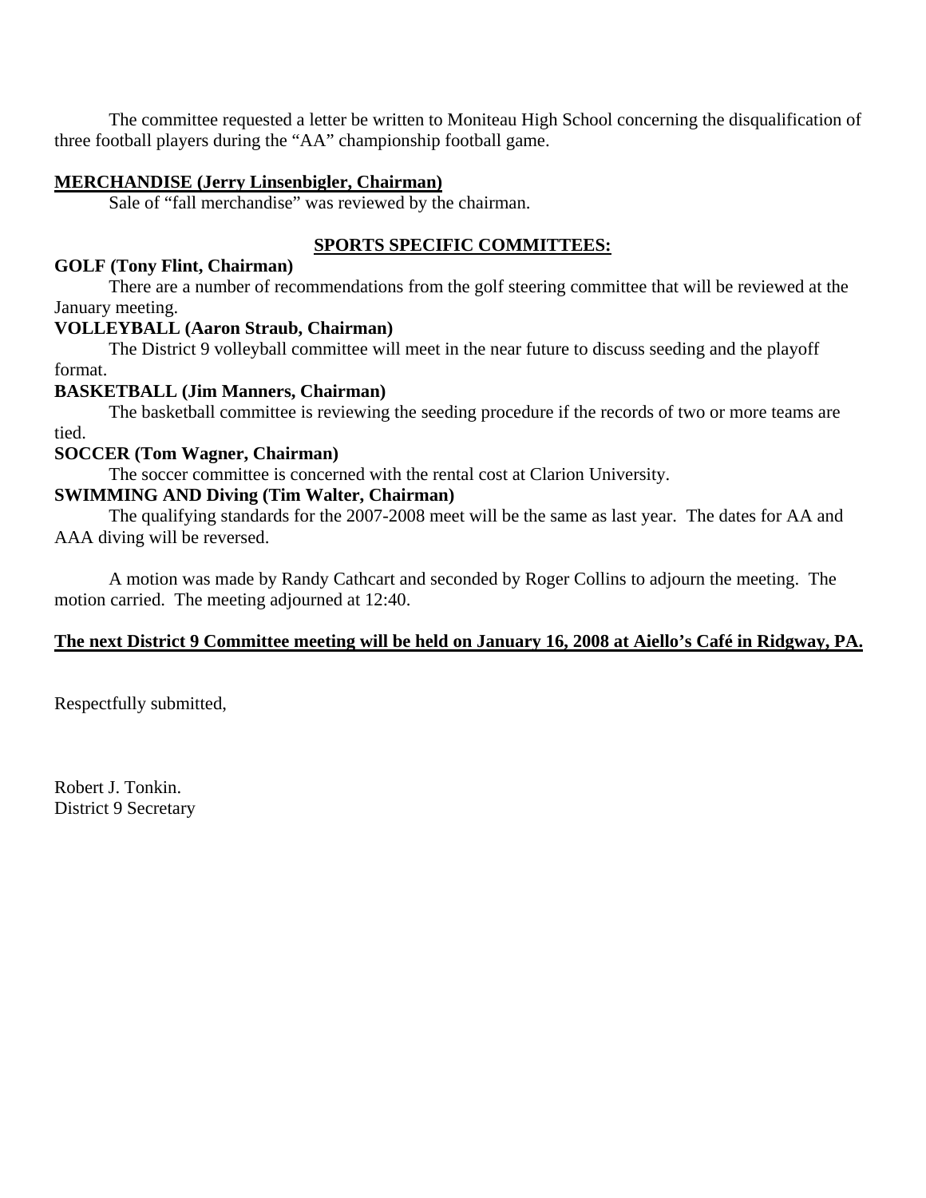The committee requested a letter be written to Moniteau High School concerning the disqualification of three football players during the “AA” championship football game.

**MERCHANDISE (Jerry Linsenbigler, Chairman)**

Sale of “fall merchandise” was reviewed by the chairman.

## SPORTS SPECIFIC COMMITTEES:

**GOLF (Tony Flint, Chairman)**

There are a number of recommendations from the golf steering committee that will be reviewed at the January meeting.

**VOLLEYBALL (Aaron Straub, Chairman)**

The District 9 volleyball committee will meet in the near future to discuss seeding and the playoff format.

**BASKETBALL (Jim Manners, Chairman)**

The basketball committee is reviewing the seeding procedure if the records of two or more teams are tied.

**SOCCER (Tom Wagner, Chairman)**

The soccer committee is concerned with the rental cost at Clarion University.

**SWIMMING AND Diving (Tim Walter, Chairman)**

The qualifying standards for the 2007-2008 meet will be the same as last year. The dates for AA and AAA diving will be reversed.

A motion was made by Randy Cathcart and seconded by Roger Collins to adjourn the meeting. The motion carried. The meeting adjourned at 12:40.

**The next District 9 Committee meeting will be held on January 16, 2008 at Aiello’s Café in Ridgway, PA.**

Respectfully submitted,

Robert J. Tonkin.
District 9 Secretary